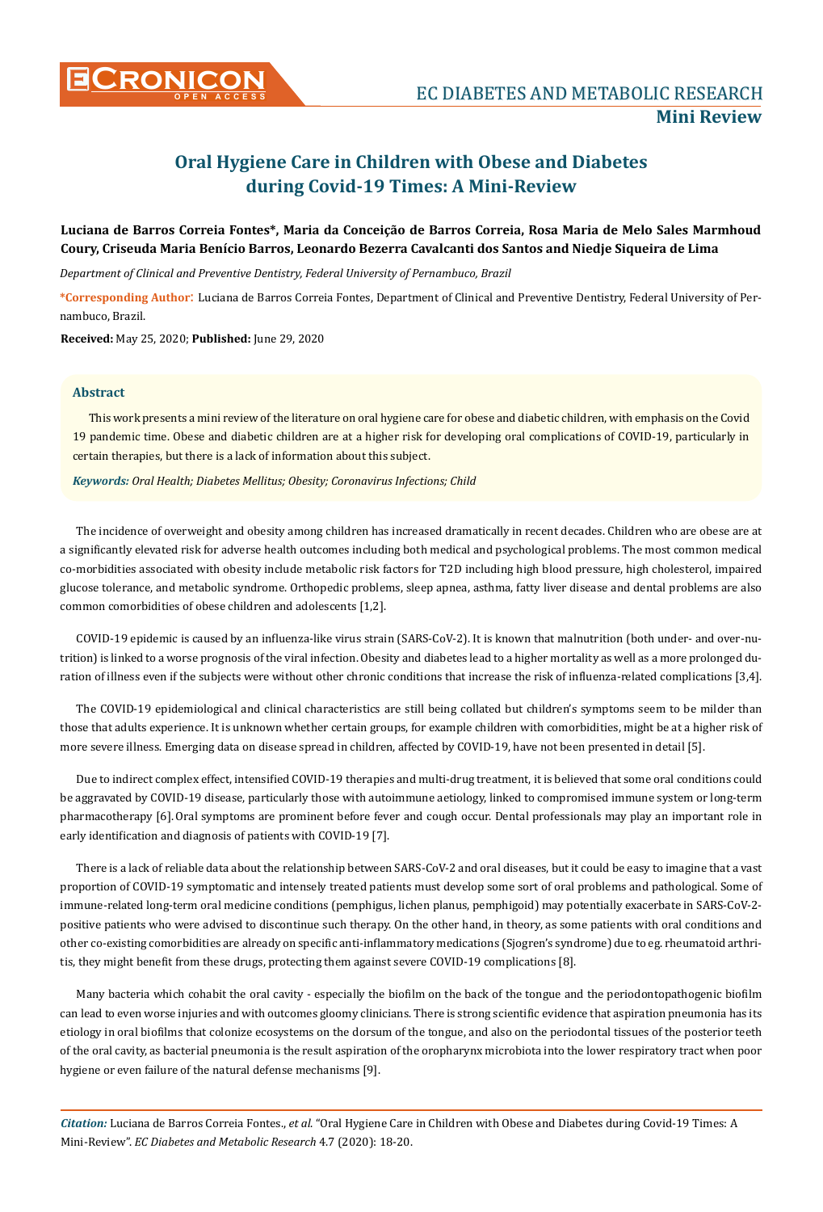# Oral Hygiene Care in Children with Obese and Diabetes during Covid-19 Times: A Mini-Review

**Luciana de Barros Correia Fontes\*, Maria da Conceição de Barros Correia, Rosa Maria de Melo Sales Marmhoud Coury, Criseuda Maria Benício Barros, Leonardo Bezerra Cavalcanti dos Santos and Niedje Siqueira de Lima**

*Department of Clinical and Preventive Dentistry, Federal University of Pernambuco, Brazil*

**\*Corresponding Author:** Luciana de Barros Correia Fontes, Department of Clinical and Preventive Dentistry, Federal University of Pernambuco, Brazil.

**Received:** May 25, 2020; **Published:** June 29, 2020

## Abstract

This work presents a mini review of the literature on oral hygiene care for obese and diabetic children, with emphasis on the Covid 19 pandemic time. Obese and diabetic children are at a higher risk for developing oral complications of COVID-19, particularly in certain therapies, but there is a lack of information about this subject.

***Keywords:*** *Oral Health; Diabetes Mellitus; Obesity; Coronavirus Infections; Child*

The incidence of overweight and obesity among children has increased dramatically in recent decades. Children who are obese are at a significantly elevated risk for adverse health outcomes including both medical and psychological problems. The most common medical co-morbidities associated with obesity include metabolic risk factors for T2D including high blood pressure, high cholesterol, impaired glucose tolerance, and metabolic syndrome. Orthopedic problems, sleep apnea, asthma, fatty liver disease and dental problems are also common comorbidities of obese children and adolescents [1,2].

COVID-19 epidemic is caused by an influenza-like virus strain (SARS-CoV-2). It is known that malnutrition (both under- and over-nutrition) is linked to a worse prognosis of the viral infection. Obesity and diabetes lead to a higher mortality as well as a more prolonged duration of illness even if the subjects were without other chronic conditions that increase the risk of influenza-related complications [3,4].

The COVID-19 epidemiological and clinical characteristics are still being collated but children's symptoms seem to be milder than those that adults experience. It is unknown whether certain groups, for example children with comorbidities, might be at a higher risk of more severe illness. Emerging data on disease spread in children, affected by COVID-19, have not been presented in detail [5].

Due to indirect complex effect, intensified COVID-19 therapies and multi-drug treatment, it is believed that some oral conditions could be aggravated by COVID-19 disease, particularly those with autoimmune aetiology, linked to compromised immune system or long-term pharmacotherapy [6]. Oral symptoms are prominent before fever and cough occur. Dental professionals may play an important role in early identification and diagnosis of patients with COVID-19 [7].

There is a lack of reliable data about the relationship between SARS-CoV-2 and oral diseases, but it could be easy to imagine that a vast proportion of COVID-19 symptomatic and intensely treated patients must develop some sort of oral problems and pathological. Some of immune-related long-term oral medicine conditions (pemphigus, lichen planus, pemphigoid) may potentially exacerbate in SARS-CoV-2-positive patients who were advised to discontinue such therapy. On the other hand, in theory, as some patients with oral conditions and other co-existing comorbidities are already on specific anti-inflammatory medications (Sjogren's syndrome) due to eg. rheumatoid arthritis, they might benefit from these drugs, protecting them against severe COVID-19 complications [8].

Many bacteria which cohabit the oral cavity - especially the biofilm on the back of the tongue and the periodontopathogenic biofilm can lead to even worse injuries and with outcomes gloomy clinicians. There is strong scientific evidence that aspiration pneumonia has its etiology in oral biofilms that colonize ecosystems on the dorsum of the tongue, and also on the periodontal tissues of the posterior teeth of the oral cavity, as bacterial pneumonia is the result aspiration of the oropharynx microbiota into the lower respiratory tract when poor hygiene or even failure of the natural defense mechanisms [9].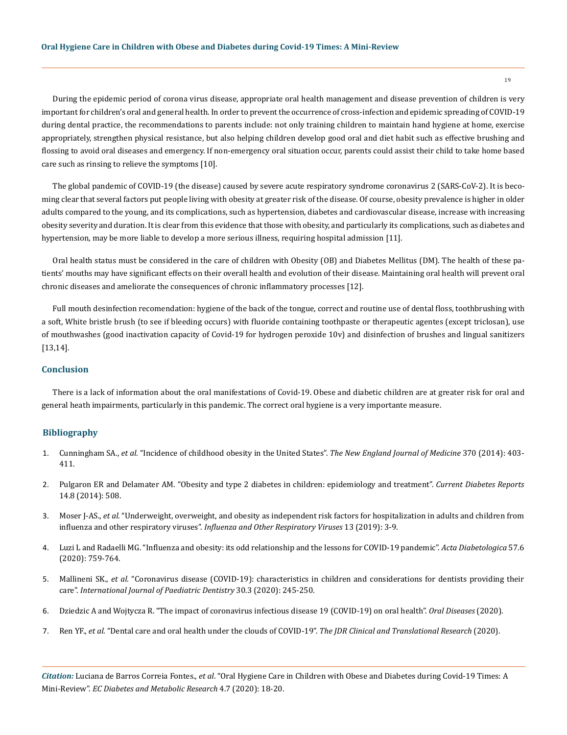During the epidemic period of corona virus disease, appropriate oral health management and disease prevention of children is very important for children's oral and general health. In order to prevent the occurrence of cross-infection and epidemic spreading of COVID-19 during dental practice, the recommendations to parents include: not only training children to maintain hand hygiene at home, exercise appropriately, strengthen physical resistance, but also helping children develop good oral and diet habit such as effective brushing and flossing to avoid oral diseases and emergency. If non-emergency oral situation occur, parents could assist their child to take home based care such as rinsing to relieve the symptoms [10].

The global pandemic of COVID-19 (the disease) caused by severe acute respiratory syndrome coronavirus 2 (SARS-CoV-2). It is becoming clear that several factors put people living with obesity at greater risk of the disease. Of course, obesity prevalence is higher in older adults compared to the young, and its complications, such as hypertension, diabetes and cardiovascular disease, increase with increasing obesity severity and duration. It is clear from this evidence that those with obesity, and particularly its complications, such as diabetes and hypertension, may be more liable to develop a more serious illness, requiring hospital admission [11].

Oral health status must be considered in the care of children with Obesity (OB) and Diabetes Mellitus (DM). The health of these patients' mouths may have significant effects on their overall health and evolution of their disease. Maintaining oral health will prevent oral chronic diseases and ameliorate the consequences of chronic inflammatory processes [12].

Full mouth desinfection recomendation: hygiene of the back of the tongue, correct and routine use of dental floss, toothbrushing with a soft, White bristle brush (to see if bleeding occurs) with fluoride containing toothpaste or therapeutic agentes (except triclosan), use of mouthwashes (good inactivation capacity of Covid-19 for hydrogen peroxide 10v) and disinfection of brushes and lingual sanitizers [13,14].

## Conclusion

There is a lack of information about the oral manifestations of Covid-19. Obese and diabetic children are at greater risk for oral and general heath impairments, particularly in this pandemic. The correct oral hygiene is a very importante measure.

## Bibliography

1. Cunningham SA., *et al.* "Incidence of childhood obesity in the United States". *The New England Journal of Medicine* 370 (2014): 403-411.
2. Pulgaron ER and Delamater AM. "Obesity and type 2 diabetes in children: epidemiology and treatment". *Current Diabetes Reports* 14.8 (2014): 508.
3. Moser J-AS., *et al.* "Underweight, overweight, and obesity as independent risk factors for hospitalization in adults and children from influenza and other respiratory viruses". *Influenza and Other Respiratory Viruses* 13 (2019): 3-9.
4. Luzi L and Radaelli MG. "Influenza and obesity: its odd relationship and the lessons for COVID-19 pandemic". *Acta Diabetologica* 57.6 (2020): 759-764.
5. Mallineni SK., *et al.* "Coronavirus disease (COVID-19): characteristics in children and considerations for dentists providing their care". *International Journal of Paediatric Dentistry* 30.3 (2020): 245-250.
6. Dziedzic A and Wojtycza R. "The impact of coronavirus infectious disease 19 (COVID-19) on oral health". *Oral Diseases* (2020).
7. Ren YF., *et al.* "Dental care and oral health under the clouds of COVID-19". *The JDR Clinical and Translational Research* (2020).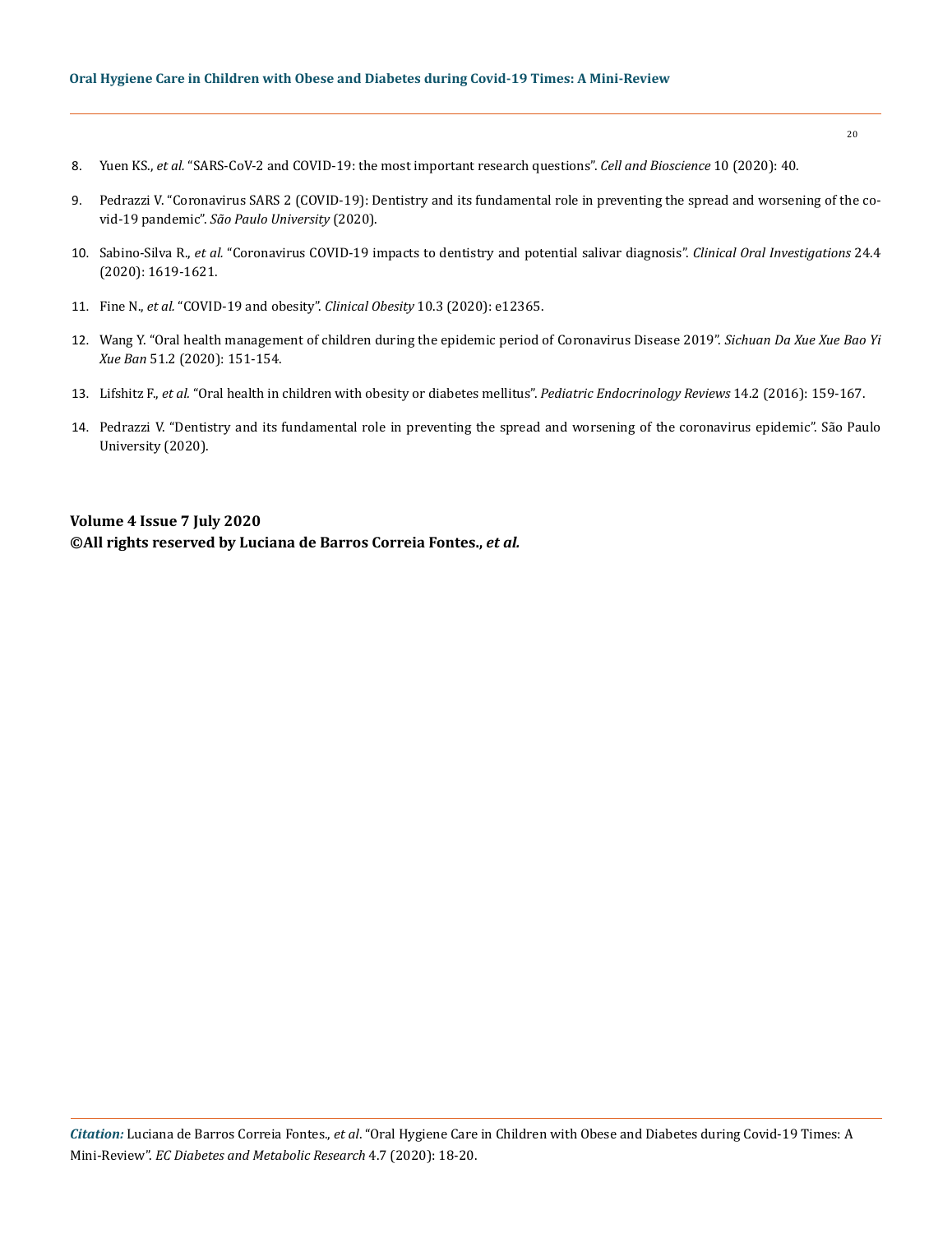8. Yuen KS., *et al.* "SARS-CoV-2 and COVID-19: the most important research questions". *Cell and Bioscience* 10 (2020): 40.

9. Pedrazzi V. "Coronavirus SARS 2 (COVID-19): Dentistry and its fundamental role in preventing the spread and worsening of the covid-19 pandemic". *São Paulo University* (2020).

10. Sabino-Silva R., *et al.* "Coronavirus COVID-19 impacts to dentistry and potential salivar diagnosis". *Clinical Oral Investigations* 24.4 (2020): 1619-1621.

11. Fine N., *et al.* "COVID-19 and obesity". *Clinical Obesity* 10.3 (2020): e12365.

12. Wang Y. "Oral health management of children during the epidemic period of Coronavirus Disease 2019". *Sichuan Da Xue Xue Bao Yi Xue Ban* 51.2 (2020): 151-154.

13. Lifshitz F., *et al.* "Oral health in children with obesity or diabetes mellitus". *Pediatric Endocrinology Reviews* 14.2 (2016): 159-167.

14. Pedrazzi V. "Dentistry and its fundamental role in preventing the spread and worsening of the coronavirus epidemic". São Paulo University (2020).

**Volume 4 Issue 7 July 2020**
**©All rights reserved by Luciana de Barros Correia Fontes., *et al.***

***Citation:*** Luciana de Barros Correia Fontes., *et al*. "Oral Hygiene Care in Children with Obese and Diabetes during Covid-19 Times: A Mini-Review". *EC Diabetes and Metabolic Research* 4.7 (2020): 18-20.